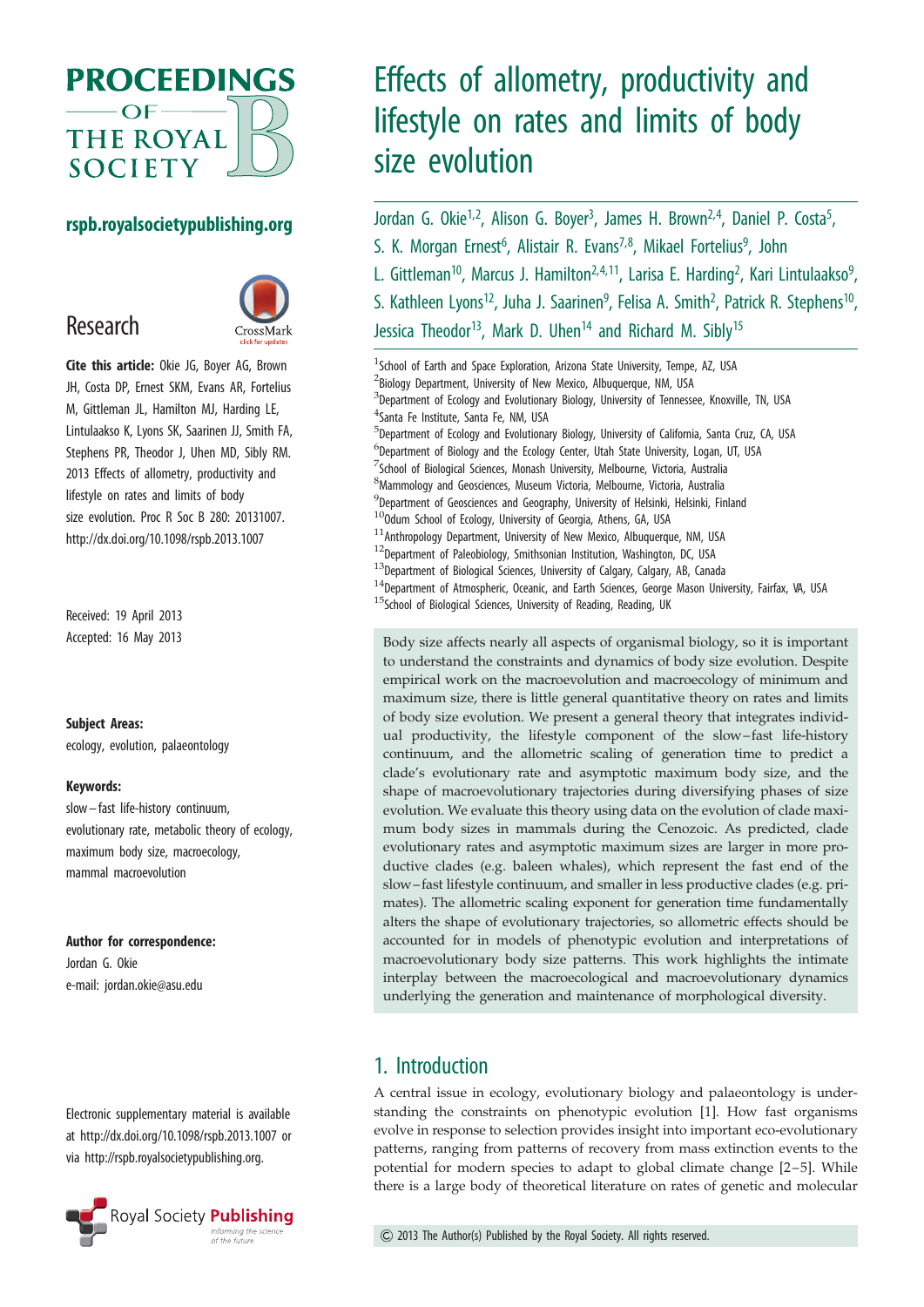# Effects of allometry, productivity and lifestyle on rates and limits of body size evolution

Jordan G. Okie[1,2], Alison G. Boyer[3], James H. Brown[2,4], Daniel P. Costa[5], S. K. Morgan Ernest[6], Alistair R. Evans[7,8], Mikael Fortelius[9], John L. Gittleman[10], Marcus J. Hamilton[2,4,11], Larisa E. Harding[2], Kari Lintulaakso[9], S. Kathleen Lyons[12], Juha J. Saarinen[9], Felisa A. Smith[2], Patrick R. Stephens[10], Jessica Theodor[13], Mark D. Uhen[14] and Richard M. Sibly[15]

[1]School of Earth and Space Exploration, Arizona State University, Tempe, AZ, USA
[2]Biology Department, University of New Mexico, Albuquerque, NM, USA
[3]Department of Ecology and Evolutionary Biology, University of Tennessee, Knoxville, TN, USA
[4]Santa Fe Institute, Santa Fe, NM, USA
[5]Department of Ecology and Evolutionary Biology, University of California, Santa Cruz, CA, USA
[6]Department of Biology and the Ecology Center, Utah State University, Logan, UT, USA
[7]School of Biological Sciences, Monash University, Melbourne, Victoria, Australia
[8]Mammology and Geosciences, Museum Victoria, Melbourne, Victoria, Australia
[9]Department of Geosciences and Geography, University of Helsinki, Helsinki, Finland
[10]Odum School of Ecology, University of Georgia, Athens, GA, USA
[11]Anthropology Department, University of New Mexico, Albuquerque, NM, USA
[12]Department of Paleobiology, Smithsonian Institution, Washington, DC, USA
[13]Department of Biological Sciences, University of Calgary, Calgary, AB, Canada
[14]Department of Atmospheric, Oceanic, and Earth Sciences, George Mason University, Fairfax, VA, USA
[15]School of Biological Sciences, University of Reading, Reading, UK

Research

**Cite this article:** Okie JG, Boyer AG, Brown JH, Costa DP, Ernest SKM, Evans AR, Fortelius M, Gittleman JL, Hamilton MJ, Harding LE, Lintulaakso K, Lyons SK, Saarinen JJ, Smith FA, Stephens PR, Theodor J, Uhen MD, Sibly RM. 2013 Effects of allometry, productivity and lifestyle on rates and limits of body size evolution. Proc R Soc B 280: 20131007. http://dx.doi.org/10.1098/rspb.2013.1007

Received: 19 April 2013
Accepted: 16 May 2013

**Subject Areas:**
ecology, evolution, palaeontology

**Keywords:**
slow–fast life-history continuum, evolutionary rate, metabolic theory of ecology, maximum body size, macroecology, mammal macroevolution

**Author for correspondence:**
Jordan G. Okie
e-mail: jordan.okie@asu.edu

Electronic supplementary material is available at http://dx.doi.org/10.1098/rspb.2013.1007 or via http://rspb.royalsocietypublishing.org.

Body size affects nearly all aspects of organismal biology, so it is important to understand the constraints and dynamics of body size evolution. Despite empirical work on the macroevolution and macroecology of minimum and maximum size, there is little general quantitative theory on rates and limits of body size evolution. We present a general theory that integrates individual productivity, the lifestyle component of the slow–fast life-history continuum, and the allometric scaling of generation time to predict a clade's evolutionary rate and asymptotic maximum body size, and the shape of macroevolutionary trajectories during diversifying phases of size evolution. We evaluate this theory using data on the evolution of clade maximum body sizes in mammals during the Cenozoic. As predicted, clade evolutionary rates and asymptotic maximum sizes are larger in more productive clades (e.g. baleen whales), which represent the fast end of the slow–fast lifestyle continuum, and smaller in less productive clades (e.g. primates). The allometric scaling exponent for generation time fundamentally alters the shape of evolutionary trajectories, so allometric effects should be accounted for in models of phenotypic evolution and interpretations of macroevolutionary body size patterns. This work highlights the intimate interplay between the macroecological and macroevolutionary dynamics underlying the generation and maintenance of morphological diversity.

## 1. Introduction

A central issue in ecology, evolutionary biology and palaeontology is understanding the constraints on phenotypic evolution [1]. How fast organisms evolve in response to selection provides insight into important eco-evolutionary patterns, ranging from patterns of recovery from mass extinction events to the potential for modern species to adapt to global climate change [2–5]. While there is a large body of theoretical literature on rates of genetic and molecular

© 2013 The Author(s) Published by the Royal Society. All rights reserved.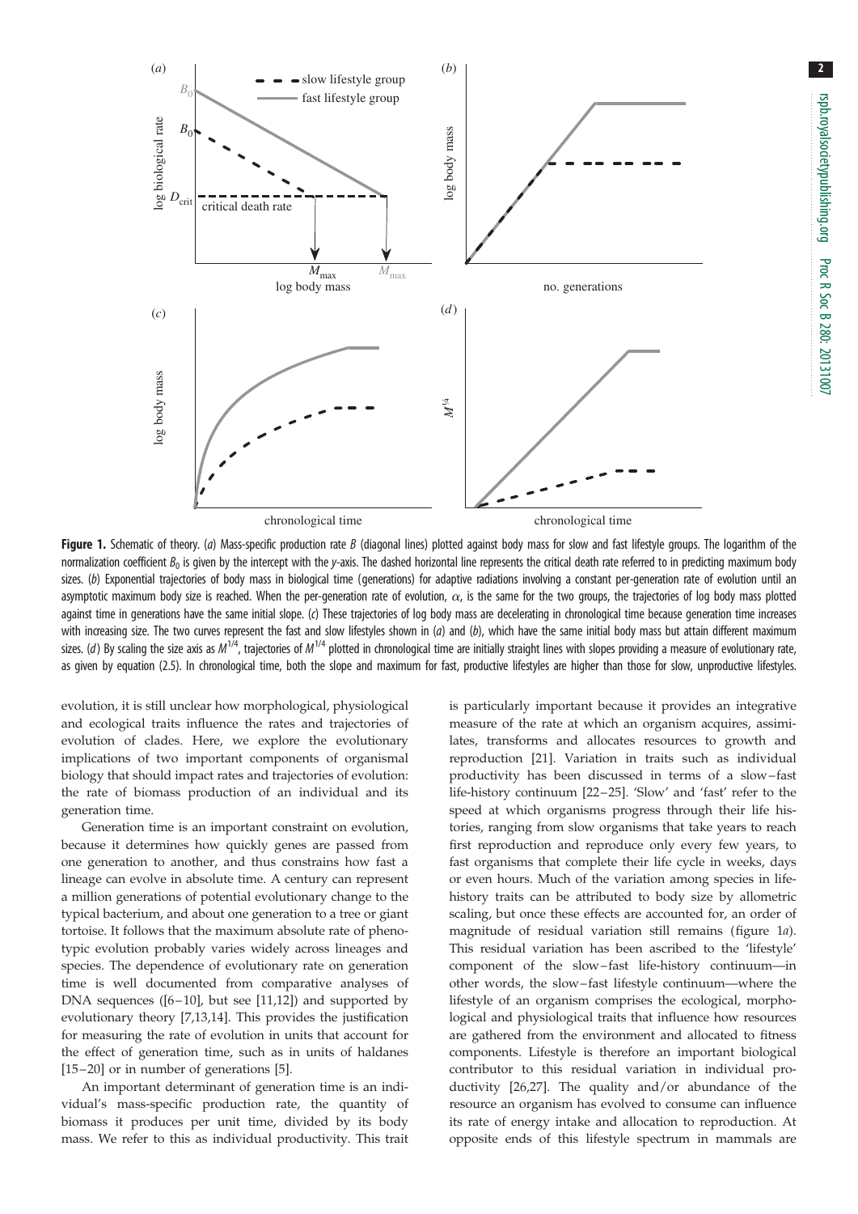**Figure 1.** Schematic of theory. (*a*) Mass-specific production rate $B$ (diagonal lines) plotted against body mass for slow and fast lifestyle groups. The logarithm of the normalization coefficient $B_0$ is given by the intercept with the *y*-axis. The dashed horizontal line represents the critical death rate referred to in predicting maximum body sizes. (*b*) Exponential trajectories of body mass in biological time (generations) for adaptive radiations involving a constant per-generation rate of evolution until an asymptotic maximum body size is reached. When the per-generation rate of evolution, $\alpha$, is the same for the two groups, the trajectories of log body mass plotted against time in generations have the same initial slope. (*c*) These trajectories of log body mass are decelerating in chronological time because generation time increases with increasing size. The two curves represent the fast and slow lifestyles shown in (*a*) and (*b*), which have the same initial body mass but attain different maximum sizes. (*d*) By scaling the size axis as $M^{1/4}$, trajectories of $M^{1/4}$ plotted in chronological time are initially straight lines with slopes providing a measure of evolutionary rate, as given by equation (2.5). In chronological time, both the slope and maximum for fast, productive lifestyles are higher than those for slow, unproductive lifestyles.

evolution, it is still unclear how morphological, physiological and ecological traits influence the rates and trajectories of evolution of clades. Here, we explore the evolutionary implications of two important components of organismal biology that should impact rates and trajectories of evolution: the rate of biomass production of an individual and its generation time.

Generation time is an important constraint on evolution, because it determines how quickly genes are passed from one generation to another, and thus constrains how fast a lineage can evolve in absolute time. A century can represent a million generations of potential evolutionary change to the typical bacterium, and about one generation to a tree or giant tortoise. It follows that the maximum absolute rate of phenotypic evolution probably varies widely across lineages and species. The dependence of evolutionary rate on generation time is well documented from comparative analyses of DNA sequences ([6–10], but see [11,12]) and supported by evolutionary theory [7,13,14]. This provides the justification for measuring the rate of evolution in units that account for the effect of generation time, such as in units of haldanes [15–20] or in number of generations [5].

An important determinant of generation time is an individual's mass-specific production rate, the quantity of biomass it produces per unit time, divided by its body mass. We refer to this as individual productivity. This trait is particularly important because it provides an integrative measure of the rate at which an organism acquires, assimilates, transforms and allocates resources to growth and reproduction [21]. Variation in traits such as individual productivity has been discussed in terms of a slow–fast life-history continuum [22–25]. 'Slow' and 'fast' refer to the speed at which organisms progress through their life histories, ranging from slow organisms that take years to reach first reproduction and reproduce only every few years, to fast organisms that complete their life cycle in weeks, days or even hours. Much of the variation among species in life-history traits can be attributed to body size by allometric scaling, but once these effects are accounted for, an order of magnitude of residual variation still remains (figure 1*a*). This residual variation has been ascribed to the 'lifestyle' component of the slow–fast life-history continuum—in other words, the slow–fast lifestyle continuum—where the lifestyle of an organism comprises the ecological, morphological and physiological traits that influence how resources are gathered from the environment and allocated to fitness components. Lifestyle is therefore an important biological contributor to this residual variation in individual productivity [26,27]. The quality and/or abundance of the resource an organism has evolved to consume can influence its rate of energy intake and allocation to reproduction. At opposite ends of this lifestyle spectrum in mammals are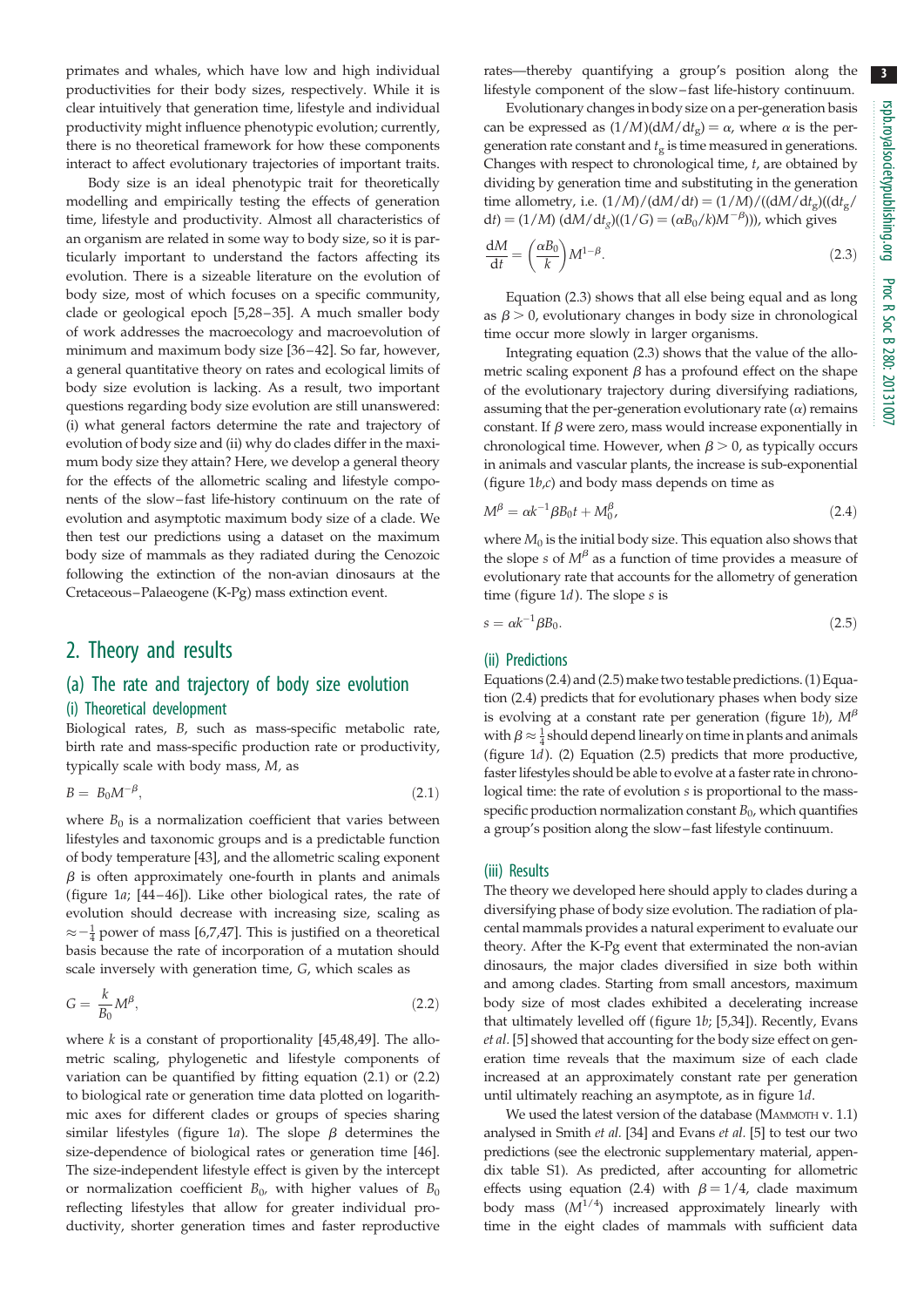primates and whales, which have low and high individual productivities for their body sizes, respectively. While it is clear intuitively that generation time, lifestyle and individual productivity might influence phenotypic evolution; currently, there is no theoretical framework for how these components interact to affect evolutionary trajectories of important traits.

Body size is an ideal phenotypic trait for theoretically modelling and empirically testing the effects of generation time, lifestyle and productivity. Almost all characteristics of an organism are related in some way to body size, so it is particularly important to understand the factors affecting its evolution. There is a sizeable literature on the evolution of body size, most of which focuses on a specific community, clade or geological epoch [5,28–35]. A much smaller body of work addresses the macroecology and macroevolution of minimum and maximum body size [36–42]. So far, however, a general quantitative theory on rates and ecological limits of body size evolution is lacking. As a result, two important questions regarding body size evolution are still unanswered: (i) what general factors determine the rate and trajectory of evolution of body size and (ii) why do clades differ in the maximum body size they attain? Here, we develop a general theory for the effects of the allometric scaling and lifestyle components of the slow–fast life-history continuum on the rate of evolution and asymptotic maximum body size of a clade. We then test our predictions using a dataset on the maximum body size of mammals as they radiated during the Cenozoic following the extinction of the non-avian dinosaurs at the Cretaceous–Palaeogene (K-Pg) mass extinction event.

## 2. Theory and results

### (a) The rate and trajectory of body size evolution

#### (i) Theoretical development

Biological rates, $B$, such as mass-specific metabolic rate, birth rate and mass-specific production rate or productivity, typically scale with body mass, $M$, as

$$B = B_0 M^{-\beta}, \tag{2.1}$$

where $B_0$ is a normalization coefficient that varies between lifestyles and taxonomic groups and is a predictable function of body temperature [43], and the allometric scaling exponent $\beta$ is often approximately one-fourth in plants and animals (figure 1*a*; [44–46]). Like other biological rates, the rate of evolution should decrease with increasing size, scaling as $\approx -\frac{1}{4}$ power of mass [6,7,47]. This is justified on a theoretical basis because the rate of incorporation of a mutation should scale inversely with generation time, $G$, which scales as

$$G = \frac{k}{B_0} M^{\beta}, \tag{2.2}$$

where $k$ is a constant of proportionality [45,48,49]. The allometric scaling, phylogenetic and lifestyle components of variation can be quantified by fitting equation (2.1) or (2.2) to biological rate or generation time data plotted on logarithmic axes for different clades or groups of species sharing similar lifestyles (figure 1*a*). The slope $\beta$ determines the size-dependence of biological rates or generation time [46]. The size-independent lifestyle effect is given by the intercept or normalization coefficient $B_0$, with higher values of $B_0$ reflecting lifestyles that allow for greater individual productivity, shorter generation times and faster reproductive rates—thereby quantifying a group's position along the lifestyle component of the slow–fast life-history continuum.

Evolutionary changes in body size on a per-generation basis can be expressed as $(1/M)(\mathrm{d}M/\mathrm{d}t_g) = \alpha$, where $\alpha$ is the per-generation rate constant and $t_g$ is time measured in generations. Changes with respect to chronological time, $t$, are obtained by dividing by generation time and substituting in the generation time allometry, i.e. $(1/M)(\mathrm{d}M/\mathrm{d}t) = (1/M)/((\mathrm{d}M/\mathrm{d}t_g)((\mathrm{d}t_g/\mathrm{d}t) = (1/M)\,(\mathrm{d}M/\mathrm{d}t_g)((1/G) = (\alpha B_0/k)M^{-\beta})))$, which gives

$$\frac{\mathrm{d}M}{\mathrm{d}t} = \left(\frac{\alpha B_0}{k}\right) M^{1-\beta}. \tag{2.3}$$

Equation (2.3) shows that all else being equal and as long as $\beta > 0$, evolutionary changes in body size in chronological time occur more slowly in larger organisms.

Integrating equation (2.3) shows that the value of the allometric scaling exponent $\beta$ has a profound effect on the shape of the evolutionary trajectory during diversifying radiations, assuming that the per-generation evolutionary rate ($\alpha$) remains constant. If $\beta$ were zero, mass would increase exponentially in chronological time. However, when $\beta > 0$, as typically occurs in animals and vascular plants, the increase is sub-exponential (figure 1*b*,*c*) and body mass depends on time as

$$M^{\beta} = \alpha k^{-1} \beta B_0 t + M_0^{\beta}, \tag{2.4}$$

where $M_0$ is the initial body size. This equation also shows that the slope $s$ of $M^{\beta}$ as a function of time provides a measure of evolutionary rate that accounts for the allometry of generation time (figure 1*d*). The slope $s$ is

$$s = \alpha k^{-1} \beta B_0. \tag{2.5}$$

#### (ii) Predictions

Equations (2.4) and (2.5) make two testable predictions. (1) Equation (2.4) predicts that for evolutionary phases when body size is evolving at a constant rate per generation (figure 1*b*), $M^{\beta}$ with $\beta \approx \frac{1}{4}$ should depend linearly on time in plants and animals (figure 1*d*). (2) Equation (2.5) predicts that more productive, faster lifestyles should be able to evolve at a faster rate in chronological time: the rate of evolution $s$ is proportional to the mass-specific production normalization constant $B_0$, which quantifies a group's position along the slow–fast lifestyle continuum.

#### (iii) Results

The theory we developed here should apply to clades during a diversifying phase of body size evolution. The radiation of placental mammals provides a natural experiment to evaluate our theory. After the K-Pg event that exterminated the non-avian dinosaurs, the major clades diversified in size both within and among clades. Starting from small ancestors, maximum body size of most clades exhibited a decelerating increase that ultimately levelled off (figure 1*b*; [5,34]). Recently, Evans *et al.* [5] showed that accounting for the body size effect on generation time reveals that the maximum size of each clade increased at an approximately constant rate per generation until ultimately reaching an asymptote, as in figure 1*d*.

We used the latest version of the database (MAMMOTH v. 1.1) analysed in Smith *et al.* [34] and Evans *et al.* [5] to test our two predictions (see the electronic supplementary material, appendix table S1). As predicted, after accounting for allometric effects using equation (2.4) with $\beta = 1/4$, clade maximum body mass ($M^{1/4}$) increased approximately linearly with time in the eight clades of mammals with sufficient data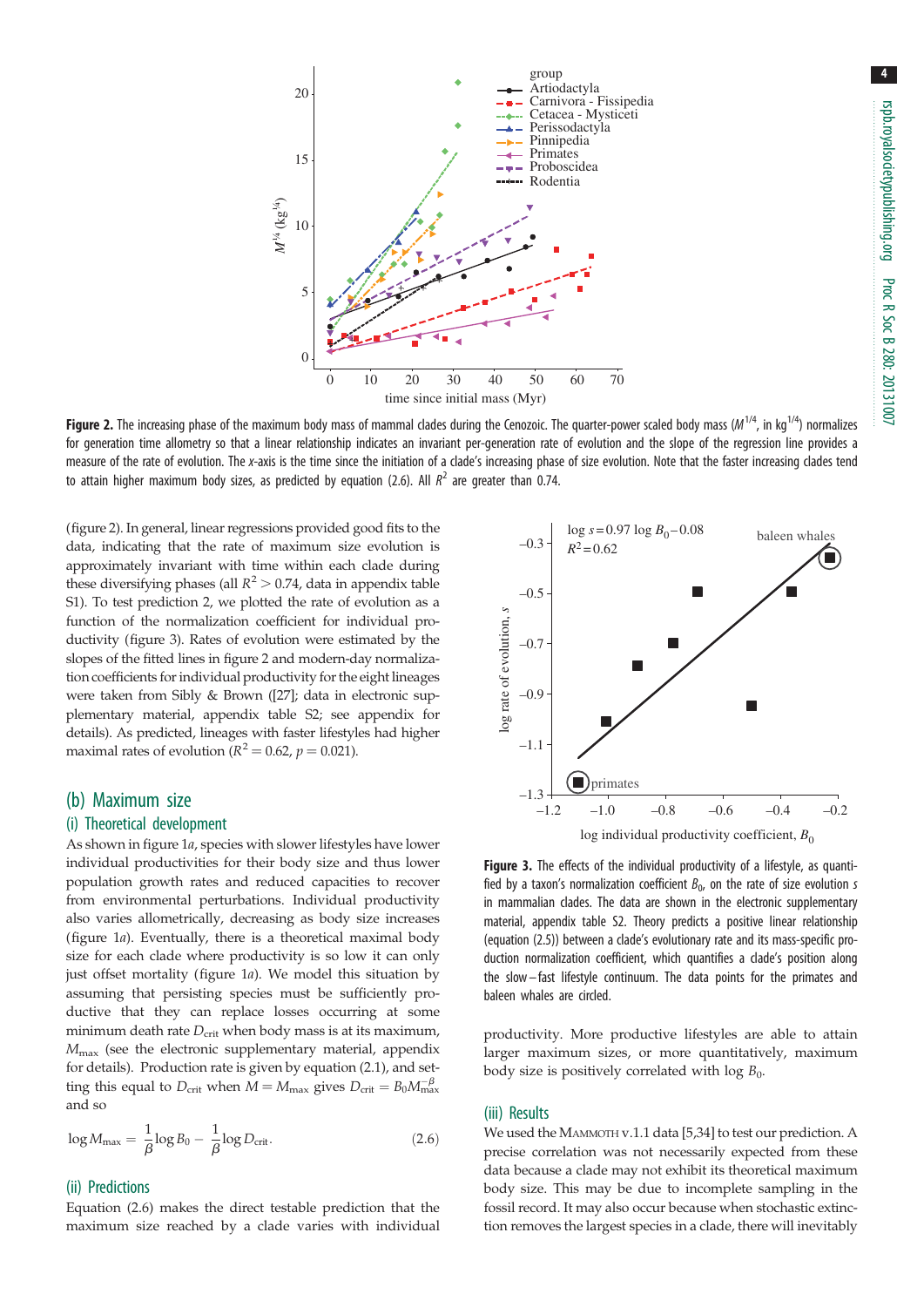**Figure 2.** The increasing phase of the maximum body mass of mammal clades during the Cenozoic. The quarter-power scaled body mass ($M^{1/4}$, in $\text{kg}^{1/4}$) normalizes for generation time allometry so that a linear relationship indicates an invariant per-generation rate of evolution and the slope of the regression line provides a measure of the rate of evolution. The *x*-axis is the time since the initiation of a clade's increasing phase of size evolution. Note that the faster increasing clades tend to attain higher maximum body sizes, as predicted by equation (2.6). All $R^2$ are greater than 0.74.

(figure 2). In general, linear regressions provided good fits to the data, indicating that the rate of maximum size evolution is approximately invariant with time within each clade during these diversifying phases (all $R^2 > 0.74$, data in appendix table S1). To test prediction 2, we plotted the rate of evolution as a function of the normalization coefficient for individual productivity (figure 3). Rates of evolution were estimated by the slopes of the fitted lines in figure 2 and modern-day normalization coefficients for individual productivity for the eight lineages were taken from Sibly & Brown ([27]; data in electronic supplementary material, appendix table S2; see appendix for details). As predicted, lineages with faster lifestyles had higher maximal rates of evolution ($R^2 = 0.62$, $p = 0.021$).

## (b) Maximum size

### (i) Theoretical development

As shown in figure 1*a*, species with slower lifestyles have lower individual productivities for their body size and thus lower population growth rates and reduced capacities to recover from environmental perturbations. Individual productivity also varies allometrically, decreasing as body size increases (figure 1*a*). Eventually, there is a theoretical maximal body size for each clade where productivity is so low it can only just offset mortality (figure 1*a*). We model this situation by assuming that persisting species must be sufficiently productive that they can replace losses occurring at some minimum death rate $D_{\text{crit}}$ when body mass is at its maximum, $M_{\max}$ (see the electronic supplementary material, appendix for details). Production rate is given by equation (2.1), and setting this equal to $D_{\text{crit}}$ when $M = M_{\max}$ gives $D_{\text{crit}} = B_0 M_{\max}^{-\beta}$ and so

$$\log M_{\max} = \frac{1}{\beta}\log B_0 - \frac{1}{\beta}\log D_{\text{crit}}. \tag{2.6}$$

### (ii) Predictions

Equation (2.6) makes the direct testable prediction that the maximum size reached by a clade varies with individual productivity. More productive lifestyles are able to attain larger maximum sizes, or more quantitatively, maximum body size is positively correlated with $\log B_0$.

**Figure 3.** The effects of the individual productivity of a lifestyle, as quantified by a taxon's normalization coefficient $B_0$, on the rate of size evolution $s$ in mammalian clades. The data are shown in the electronic supplementary material, appendix table S2. Theory predicts a positive linear relationship (equation (2.5)) between a clade's evolutionary rate and its mass-specific production normalization coefficient, which quantifies a clade's position along the slow–fast lifestyle continuum. The data points for the primates and baleen whales are circled.

### (iii) Results

We used the MAMMOTH v.1.1 data [5,34] to test our prediction. A precise correlation was not necessarily expected from these data because a clade may not exhibit its theoretical maximum body size. This may be due to incomplete sampling in the fossil record. It may also occur because when stochastic extinction removes the largest species in a clade, there will inevitably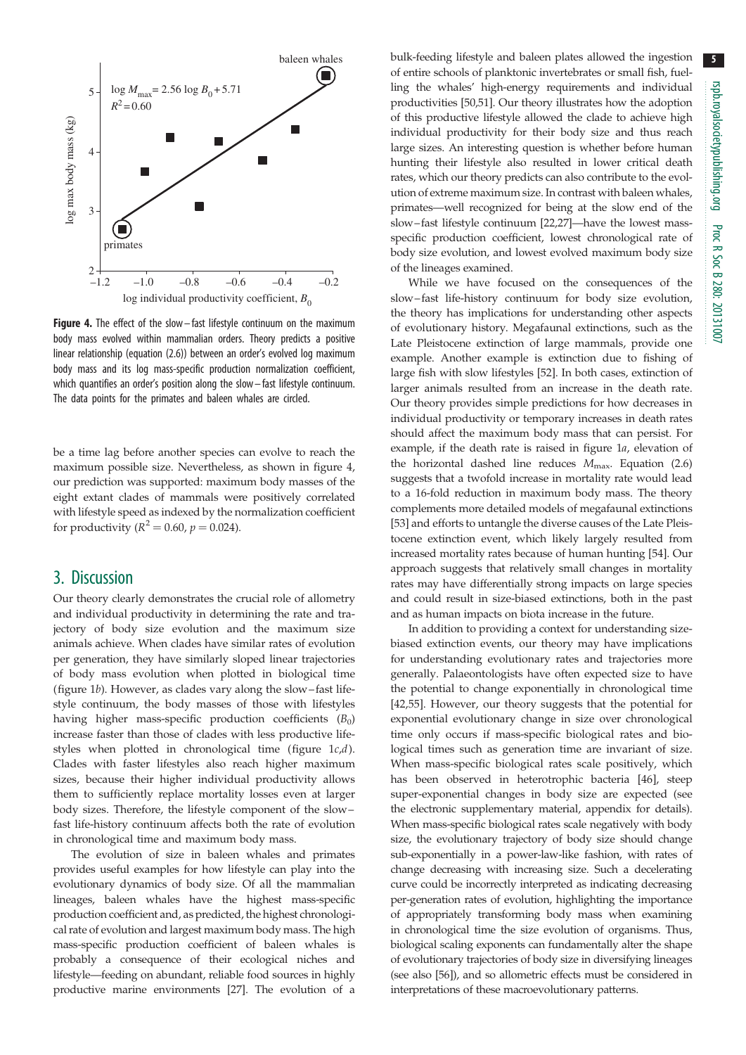baleen whales

$\log M_{max} = 2.56 \log B_0 + 5.71$

$R^2 = 0.60$

primates

log max body mass (kg)

log individual productivity coefficient, $B_0$

5

4

3

2

−1.2

−1.0

−0.8

−0.6

−0.4

−0.2

**Figure 4.** The effect of the slow–fast lifestyle continuum on the maximum body mass evolved within mammalian orders. Theory predicts a positive linear relationship (equation (2.6)) between an order's evolved log maximum body mass and its log mass-specific production normalization coefficient, which quantifies an order's position along the slow–fast lifestyle continuum. The data points for the primates and baleen whales are circled.

be a time lag before another species can evolve to reach the maximum possible size. Nevertheless, as shown in figure 4, our prediction was supported: maximum body masses of the eight extant clades of mammals were positively correlated with lifestyle speed as indexed by the normalization coefficient for productivity ($R^2 = 0.60$, $p = 0.024$).

## 3. Discussion

Our theory clearly demonstrates the crucial role of allometry and individual productivity in determining the rate and trajectory of body size evolution and the maximum size animals achieve. When clades have similar rates of evolution per generation, they have similarly sloped linear trajectories of body mass evolution when plotted in biological time (figure 1*b*). However, as clades vary along the slow–fast lifestyle continuum, the body masses of those with lifestyles having higher mass-specific production coefficients ($B_0$) increase faster than those of clades with less productive lifestyles when plotted in chronological time (figure 1*c*,*d*). Clades with faster lifestyles also reach higher maximum sizes, because their higher individual productivity allows them to sufficiently replace mortality losses even at larger body sizes. Therefore, the lifestyle component of the slow–fast life-history continuum affects both the rate of evolution in chronological time and maximum body mass.

The evolution of size in baleen whales and primates provides useful examples for how lifestyle can play into the evolutionary dynamics of body size. Of all the mammalian lineages, baleen whales have the highest mass-specific production coefficient and, as predicted, the highest chronological rate of evolution and largest maximum body mass. The high mass-specific production coefficient of baleen whales is probably a consequence of their ecological niches and lifestyle—feeding on abundant, reliable food sources in highly productive marine environments [27]. The evolution of a bulk-feeding lifestyle and baleen plates allowed the ingestion of entire schools of planktonic invertebrates or small fish, fuelling the whales' high-energy requirements and individual productivities [50,51]. Our theory illustrates how the adoption of this productive lifestyle allowed the clade to achieve high individual productivity for their body size and thus reach large sizes. An interesting question is whether before human hunting their lifestyle also resulted in lower critical death rates, which our theory predicts can also contribute to the evolution of extreme maximum size. In contrast with baleen whales, primates—well recognized for being at the slow end of the slow–fast lifestyle continuum [22,27]—have the lowest mass-specific production coefficient, lowest chronological rate of body size evolution, and lowest evolved maximum body size of the lineages examined.

While we have focused on the consequences of the slow–fast life-history continuum for body size evolution, the theory has implications for understanding other aspects of evolutionary history. Megafaunal extinctions, such as the Late Pleistocene extinction of large mammals, provide one example. Another example is extinction due to fishing of large fish with slow lifestyles [52]. In both cases, extinction of larger animals resulted from an increase in the death rate. Our theory provides simple predictions for how decreases in individual productivity or temporary increases in death rates should affect the maximum body mass that can persist. For example, if the death rate is raised in figure 1*a*, elevation of the horizontal dashed line reduces $M_{max}$. Equation (2.6) suggests that a twofold increase in mortality rate would lead to a 16-fold reduction in maximum body mass. The theory complements more detailed models of megafaunal extinctions [53] and efforts to untangle the diverse causes of the Late Pleistocene extinction event, which likely largely resulted from increased mortality rates because of human hunting [54]. Our approach suggests that relatively small changes in mortality rates may have differentially strong impacts on large species and could result in size-biased extinctions, both in the past and as human impacts on biota increase in the future.

In addition to providing a context for understanding size-biased extinction events, our theory may have implications for understanding evolutionary rates and trajectories more generally. Palaeontologists have often expected size to have the potential to change exponentially in chronological time [42,55]. However, our theory suggests that the potential for exponential evolutionary change in size over chronological time only occurs if mass-specific biological rates and biological times such as generation time are invariant of size. When mass-specific biological rates scale positively, which has been observed in heterotrophic bacteria [46], steep super-exponential changes in body size are expected (see the electronic supplementary material, appendix for details). When mass-specific biological rates scale negatively with body size, the evolutionary trajectory of body size should change sub-exponentially in a power-law-like fashion, with rates of change decreasing with increasing size. Such a decelerating curve could be incorrectly interpreted as indicating decreasing per-generation rates of evolution, highlighting the importance of appropriately transforming body mass when examining in chronological time the size evolution of organisms. Thus, biological scaling exponents can fundamentally alter the shape of evolutionary trajectories of body size in diversifying lineages (see also [56]), and so allometric effects must be considered in interpretations of these macroevolutionary patterns.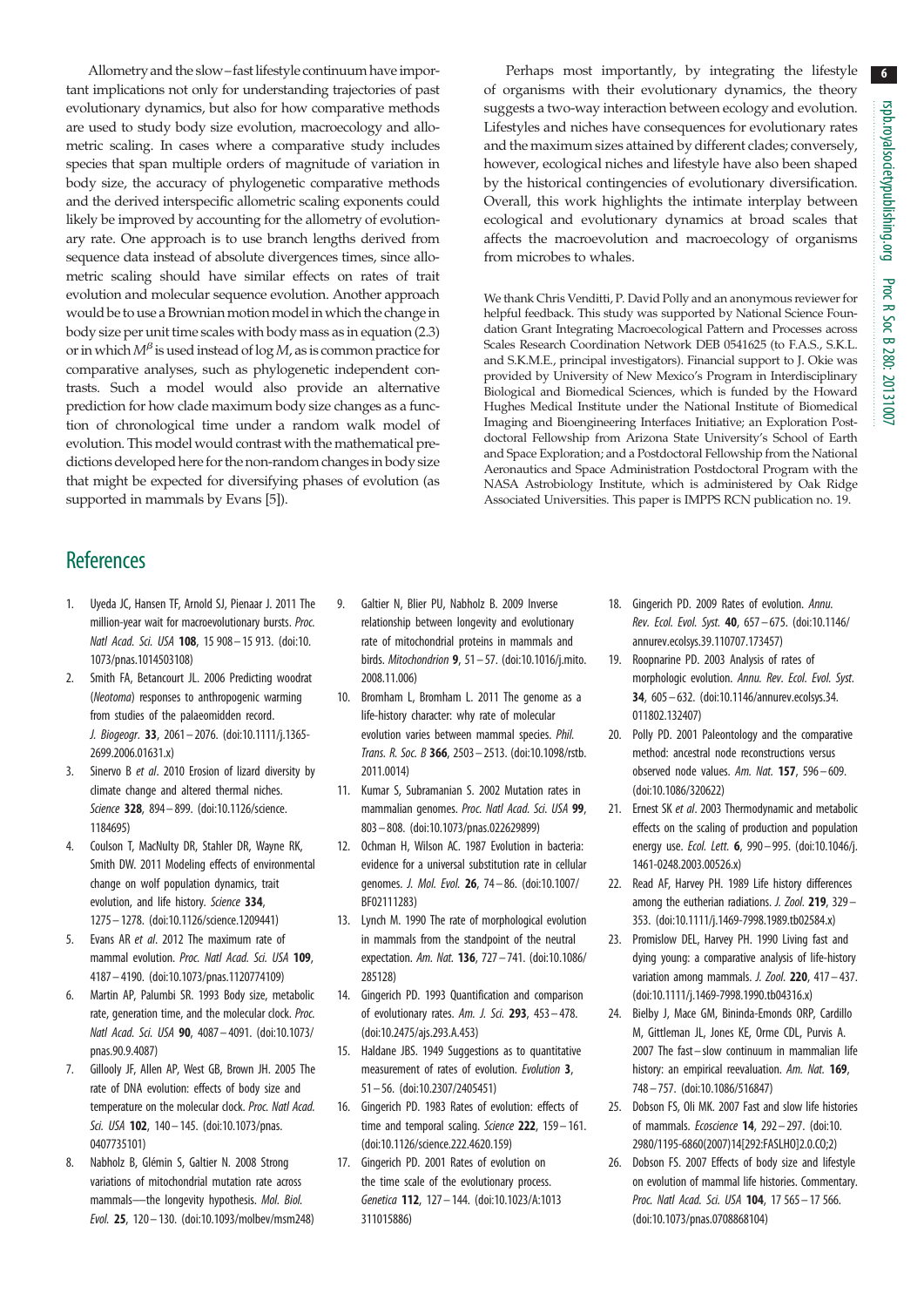Allometry and the slow–fast lifestyle continuum have important implications not only for understanding trajectories of past evolutionary dynamics, but also for how comparative methods are used to study body size evolution, macroecology and allometric scaling. In cases where a comparative study includes species that span multiple orders of magnitude of variation in body size, the accuracy of phylogenetic comparative methods and the derived interspecific allometric scaling exponents could likely be improved by accounting for the allometry of evolutionary rate. One approach is to use branch lengths derived from sequence data instead of absolute divergences times, since allometric scaling should have similar effects on rates of trait evolution and molecular sequence evolution. Another approach would be to use a Brownian motion model in which the change in body size per unit time scales with body mass as in equation (2.3) or in which $M^{\beta}$ is used instead of $\log M$, as is common practice for comparative analyses, such as phylogenetic independent contrasts. Such a model would also provide an alternative prediction for how clade maximum body size changes as a function of chronological time under a random walk model of evolution. This model would contrast with the mathematical predictions developed here for the non-random changes in body size that might be expected for diversifying phases of evolution (as supported in mammals by Evans [5]).

Perhaps most importantly, by integrating the lifestyle of organisms with their evolutionary dynamics, the theory suggests a two-way interaction between ecology and evolution. Lifestyles and niches have consequences for evolutionary rates and the maximum sizes attained by different clades; conversely, however, ecological niches and lifestyle have also been shaped by the historical contingencies of evolutionary diversification. Overall, this work highlights the intimate interplay between ecological and evolutionary dynamics at broad scales that affects the macroevolution and macroecology of organisms from microbes to whales.

We thank Chris Venditti, P. David Polly and an anonymous reviewer for helpful feedback. This study was supported by National Science Foundation Grant Integrating Macroecological Pattern and Processes across Scales Research Coordination Network DEB 0541625 (to F.A.S., S.K.L. and S.K.M.E., principal investigators). Financial support to J. Okie was provided by University of New Mexico's Program in Interdisciplinary Biological and Biomedical Sciences, which is funded by the Howard Hughes Medical Institute under the National Institute of Biomedical Imaging and Bioengineering Interfaces Initiative; an Exploration Postdoctoral Fellowship from Arizona State University's School of Earth and Space Exploration; and a Postdoctoral Fellowship from the National Aeronautics and Space Administration Postdoctoral Program with the NASA Astrobiology Institute, which is administered by Oak Ridge Associated Universities. This paper is IMPPS RCN publication no. 19.

## References

1. Uyeda JC, Hansen TF, Arnold SJ, Pienaar J. 2011 The million-year wait for macroevolutionary bursts. *Proc. Natl Acad. Sci. USA* **108**, 15 908–15 913. (doi:10.1073/pnas.1014503108)
2. Smith FA, Betancourt JL. 2006 Predicting woodrat (*Neotoma*) responses to anthropogenic warming from studies of the palaeomidden record. *J. Biogeogr.* **33**, 2061–2076. (doi:10.1111/j.1365-2699.2006.01631.x)
3. Sinervo B *et al*. 2010 Erosion of lizard diversity by climate change and altered thermal niches. *Science* **328**, 894–899. (doi:10.1126/science.1184695)
4. Coulson T, MacNulty DR, Stahler DR, Wayne RK, Smith DW. 2011 Modeling effects of environmental change on wolf population dynamics, trait evolution, and life history. *Science* **334**, 1275–1278. (doi:10.1126/science.1209441)
5. Evans AR *et al*. 2012 The maximum rate of mammal evolution. *Proc. Natl Acad. Sci. USA* **109**, 4187–4190. (doi:10.1073/pnas.1120774109)
6. Martin AP, Palumbi SR. 1993 Body size, metabolic rate, generation time, and the molecular clock. *Proc. Natl Acad. Sci. USA* **90**, 4087–4091. (doi:10.1073/pnas.90.9.4087)
7. Gillooly JF, Allen AP, West GB, Brown JH. 2005 The rate of DNA evolution: effects of body size and temperature on the molecular clock. *Proc. Natl Acad. Sci. USA* **102**, 140–145. (doi:10.1073/pnas.0407735101)
8. Nabholz B, Glémin S, Galtier N. 2008 Strong variations of mitochondrial mutation rate across mammals—the longevity hypothesis. *Mol. Biol. Evol.* **25**, 120–130. (doi:10.1093/molbev/msm248)
9. Galtier N, Blier PU, Nabholz B. 2009 Inverse relationship between longevity and evolutionary rate of mitochondrial proteins in mammals and birds. *Mitochondrion* **9**, 51–57. (doi:10.1016/j.mito.2008.11.006)
10. Bromham L, Bromham L. 2011 The genome as a life-history character: why rate of molecular evolution varies between mammal species. *Phil. Trans. R. Soc. B* **366**, 2503–2513. (doi:10.1098/rstb.2011.0014)
11. Kumar S, Subramanian S. 2002 Mutation rates in mammalian genomes. *Proc. Natl Acad. Sci. USA* **99**, 803–808. (doi:10.1073/pnas.022629899)
12. Ochman H, Wilson AC. 1987 Evolution in bacteria: evidence for a universal substitution rate in cellular genomes. *J. Mol. Evol.* **26**, 74–86. (doi:10.1007/BF02111283)
13. Lynch M. 1990 The rate of morphological evolution in mammals from the standpoint of the neutral expectation. *Am. Nat.* **136**, 727–741. (doi:10.1086/285128)
14. Gingerich PD. 1993 Quantification and comparison of evolutionary rates. *Am. J. Sci.* **293**, 453–478. (doi:10.2475/ajs.293.A.453)
15. Haldane JBS. 1949 Suggestions as to quantitative measurement of rates of evolution. *Evolution* **3**, 51–56. (doi:10.2307/2405451)
16. Gingerich PD. 1983 Rates of evolution: effects of time and temporal scaling. *Science* **222**, 159–161. (doi:10.1126/science.222.4620.159)
17. Gingerich PD. 2001 Rates of evolution on the time scale of the evolutionary process. *Genetica* **112**, 127–144. (doi:10.1023/A:1013311015886)
18. Gingerich PD. 2009 Rates of evolution. *Annu. Rev. Ecol. Evol. Syst.* **40**, 657–675. (doi:10.1146/annurev.ecolsys.39.110707.173457)
19. Roopnarine PD. 2003 Analysis of rates of morphologic evolution. *Annu. Rev. Ecol. Evol. Syst.* **34**, 605–632. (doi:10.1146/annurev.ecolsys.34.011802.132407)
20. Polly PD. 2001 Paleontology and the comparative method: ancestral node reconstructions versus observed node values. *Am. Nat.* **157**, 596–609. (doi:10.1086/320622)
21. Ernest SK *et al*. 2003 Thermodynamic and metabolic effects on the scaling of production and population energy use. *Ecol. Lett.* **6**, 990–995. (doi:10.1046/j.1461-0248.2003.00526.x)
22. Read AF, Harvey PH. 1989 Life history differences among the eutherian radiations. *J. Zool.* **219**, 329–353. (doi:10.1111/j.1469-7998.1989.tb02584.x)
23. Promislow DEL, Harvey PH. 1990 Living fast and dying young: a comparative analysis of life-history variation among mammals. *J. Zool.* **220**, 417–437. (doi:10.1111/j.1469-7998.1990.tb04316.x)
24. Bielby J, Mace GM, Bininda-Emonds ORP, Cardillo M, Gittleman JL, Jones KE, Orme CDL, Purvis A. 2007 The fast–slow continuum in mammalian life history: an empirical reevaluation. *Am. Nat.* **169**, 748–757. (doi:10.1086/516847)
25. Dobson FS, Oli MK. 2007 Fast and slow life histories of mammals. *Ecoscience* **14**, 292–297. (doi:10.2980/1195-6860(2007)14[292:FASLHO]2.0.CO;2)
26. Dobson FS. 2007 Effects of body size and lifestyle on evolution of mammal life histories. Commentary. *Proc. Natl Acad. Sci. USA* **104**, 17 565–17 566. (doi:10.1073/pnas.0708868104)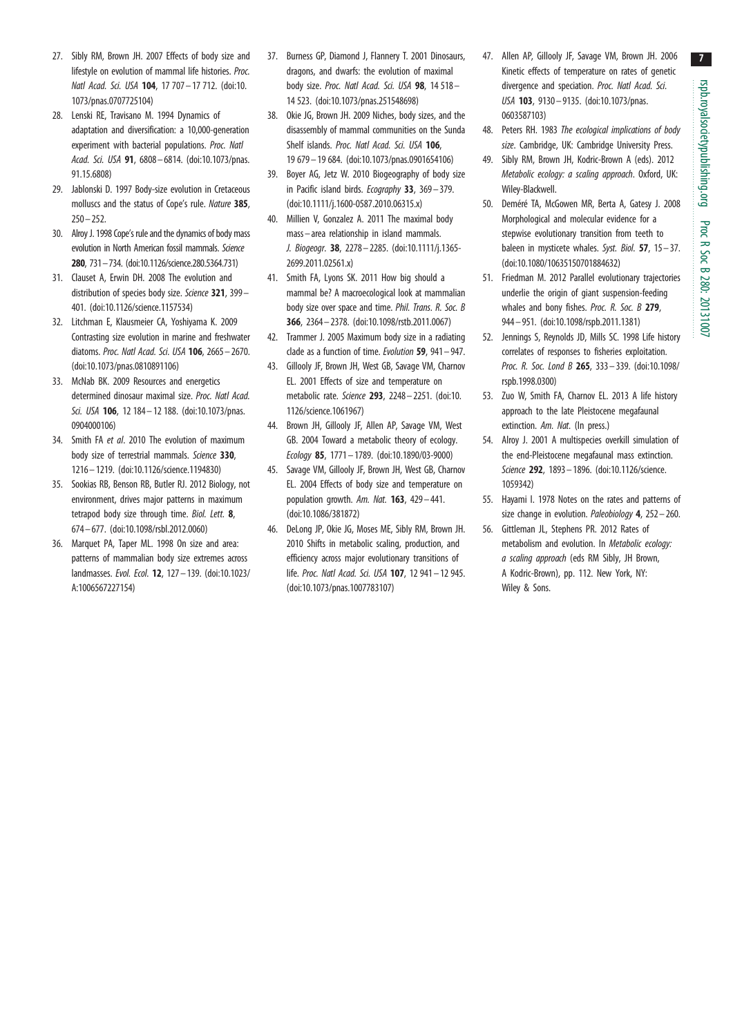27. Sibly RM, Brown JH. 2007 Effects of body size and lifestyle on evolution of mammal life histories. *Proc. Natl Acad. Sci. USA* **104**, 17 707–17 712. (doi:10.1073/pnas.0707725104)
28. Lenski RE, Travisano M. 1994 Dynamics of adaptation and diversification: a 10,000-generation experiment with bacterial populations. *Proc. Natl Acad. Sci. USA* **91**, 6808–6814. (doi:10.1073/pnas.91.15.6808)
29. Jablonski D. 1997 Body-size evolution in Cretaceous molluscs and the status of Cope's rule. *Nature* **385**, 250–252.
30. Alroy J. 1998 Cope's rule and the dynamics of body mass evolution in North American fossil mammals. *Science* **280**, 731–734. (doi:10.1126/science.280.5364.731)
31. Clauset A, Erwin DH. 2008 The evolution and distribution of species body size. *Science* **321**, 399–401. (doi:10.1126/science.1157534)
32. Litchman E, Klausmeier CA, Yoshiyama K. 2009 Contrasting size evolution in marine and freshwater diatoms. *Proc. Natl Acad. Sci. USA* **106**, 2665–2670. (doi:10.1073/pnas.0810891106)
33. McNab BK. 2009 Resources and energetics determined dinosaur maximal size. *Proc. Natl Acad. Sci. USA* **106**, 12 184–12 188. (doi:10.1073/pnas.0904000106)
34. Smith FA *et al*. 2010 The evolution of maximum body size of terrestrial mammals. *Science* **330**, 1216–1219. (doi:10.1126/science.1194830)
35. Sookias RB, Benson RB, Butler RJ. 2012 Biology, not environment, drives major patterns in maximum tetrapod body size through time. *Biol. Lett.* **8**, 674–677. (doi:10.1098/rsbl.2012.0060)
36. Marquet PA, Taper ML. 1998 On size and area: patterns of mammalian body size extremes across landmasses. *Evol. Ecol.* **12**, 127–139. (doi:10.1023/A:1006567227154)
37. Burness GP, Diamond J, Flannery T. 2001 Dinosaurs, dragons, and dwarfs: the evolution of maximal body size. *Proc. Natl Acad. Sci. USA* **98**, 14 518–14 523. (doi:10.1073/pnas.251548698)
38. Okie JG, Brown JH. 2009 Niches, body sizes, and the disassembly of mammal communities on the Sunda Shelf islands. *Proc. Natl Acad. Sci. USA* **106**, 19 679–19 684. (doi:10.1073/pnas.0901654106)
39. Boyer AG, Jetz W. 2010 Biogeography of body size in Pacific island birds. *Ecography* **33**, 369–379. (doi:10.1111/j.1600-0587.2010.06315.x)
40. Millien V, Gonzalez A. 2011 The maximal body mass–area relationship in island mammals. *J. Biogeogr.* **38**, 2278–2285. (doi:10.1111/j.1365-2699.2011.02561.x)
41. Smith FA, Lyons SK. 2011 How big should a mammal be? A macroecological look at mammalian body size over space and time. *Phil. Trans. R. Soc. B* **366**, 2364–2378. (doi:10.1098/rstb.2011.0067)
42. Trammer J. 2005 Maximum body size in a radiating clade as a function of time. *Evolution* **59**, 941–947.
43. Gillooly JF, Brown JH, West GB, Savage VM, Charnov EL. 2001 Effects of size and temperature on metabolic rate. *Science* **293**, 2248–2251. (doi:10.1126/science.1061967)
44. Brown JH, Gillooly JF, Allen AP, Savage VM, West GB. 2004 Toward a metabolic theory of ecology. *Ecology* **85**, 1771–1789. (doi:10.1890/03-9000)
45. Savage VM, Gillooly JF, Brown JH, West GB, Charnov EL. 2004 Effects of body size and temperature on population growth. *Am. Nat.* **163**, 429–441. (doi:10.1086/381872)
46. DeLong JP, Okie JG, Moses ME, Sibly RM, Brown JH. 2010 Shifts in metabolic scaling, production, and efficiency across major evolutionary transitions of life. *Proc. Natl Acad. Sci. USA* **107**, 12 941–12 945. (doi:10.1073/pnas.1007783107)
47. Allen AP, Gillooly JF, Savage VM, Brown JH. 2006 Kinetic effects of temperature on rates of genetic divergence and speciation. *Proc. Natl Acad. Sci. USA* **103**, 9130–9135. (doi:10.1073/pnas.0603587103)
48. Peters RH. 1983 *The ecological implications of body size*. Cambridge, UK: Cambridge University Press.
49. Sibly RM, Brown JH, Kodric-Brown A (eds). 2012 *Metabolic ecology: a scaling approach*. Oxford, UK: Wiley-Blackwell.
50. Deméré TA, McGowen MR, Berta A, Gatesy J. 2008 Morphological and molecular evidence for a stepwise evolutionary transition from teeth to baleen in mysticete whales. *Syst. Biol.* **57**, 15–37. (doi:10.1080/10635150701884632)
51. Friedman M. 2012 Parallel evolutionary trajectories underlie the origin of giant suspension-feeding whales and bony fishes. *Proc. R. Soc. B* **279**, 944–951. (doi:10.1098/rspb.2011.1381)
52. Jennings S, Reynolds JD, Mills SC. 1998 Life history correlates of responses to fisheries exploitation. *Proc. R. Soc. Lond B* **265**, 333–339. (doi:10.1098/rspb.1998.0300)
53. Zuo W, Smith FA, Charnov EL. 2013 A life history approach to the late Pleistocene megafaunal extinction. *Am. Nat*. (In press.)
54. Alroy J. 2001 A multispecies overkill simulation of the end-Pleistocene megafaunal mass extinction. *Science* **292**, 1893–1896. (doi:10.1126/science.1059342)
55. Hayami I. 1978 Notes on the rates and patterns of size change in evolution. *Paleobiology* **4**, 252–260.
56. Gittleman JL, Stephens PR. 2012 Rates of metabolism and evolution. In *Metabolic ecology: a scaling approach* (eds RM Sibly, JH Brown, A Kodric-Brown), pp. 112. New York, NY: Wiley & Sons.